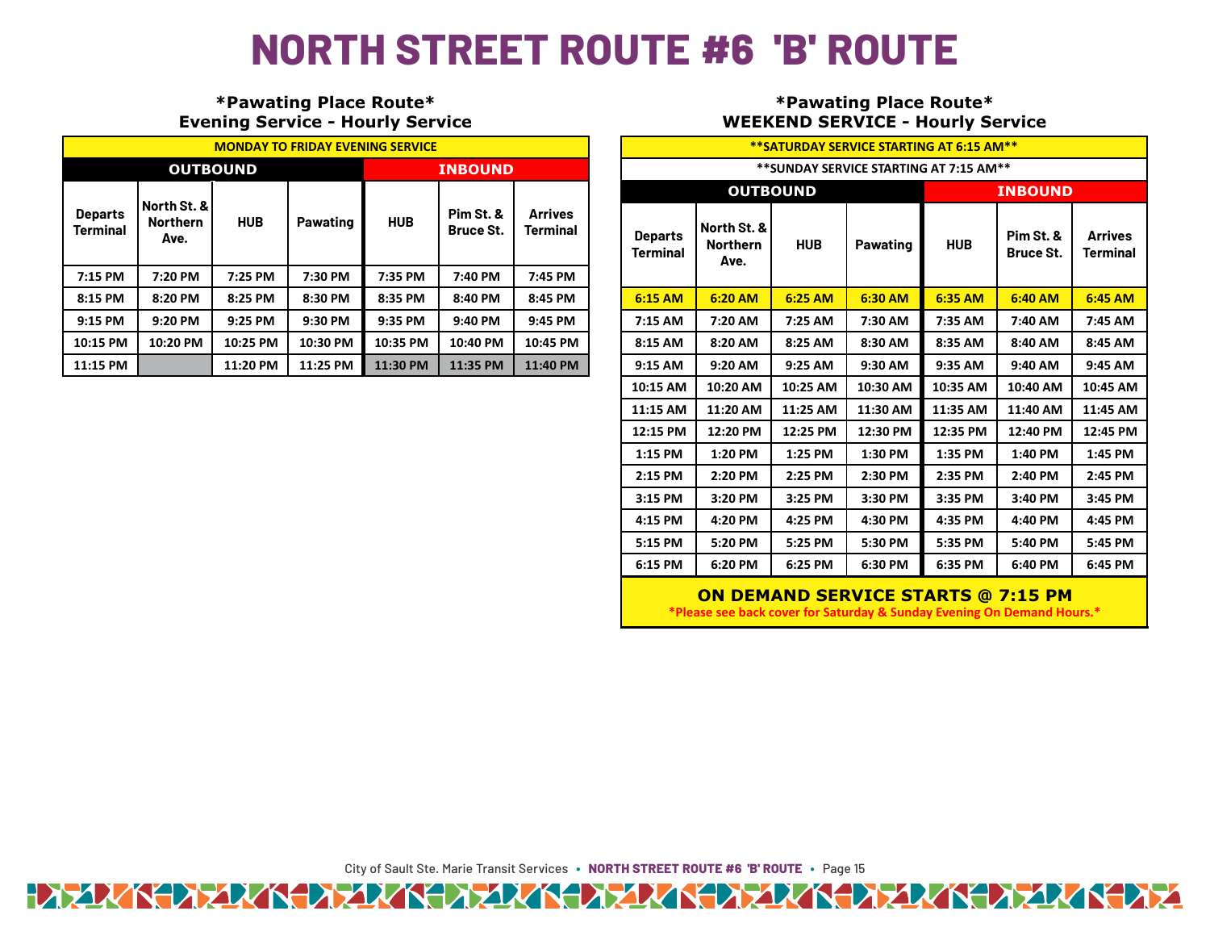# NORTH STREET ROUTE #6 'B' ROUTE

## *Pawating Place Route*
### Evening Service - Hourly Service

| MONDAY TO FRIDAY EVENING SERVICE | | | | | | |
|---|---|---|---|---|---|---|
| **OUTBOUND** | | | | **INBOUND** | | |
| **Departs Terminal** | **North St. & Northern Ave.** | **HUB** | **Pawating** | **HUB** | **Pim St. & Bruce St.** | **Arrives Terminal** |
| 7:15 PM | 7:20 PM | 7:25 PM | 7:30 PM | 7:35 PM | 7:40 PM | 7:45 PM |
| 8:15 PM | 8:20 PM | 8:25 PM | 8:30 PM | 8:35 PM | 8:40 PM | 8:45 PM |
| 9:15 PM | 9:20 PM | 9:25 PM | 9:30 PM | 9:35 PM | 9:40 PM | 9:45 PM |
| 10:15 PM | 10:20 PM | 10:25 PM | 10:30 PM | 10:35 PM | 10:40 PM | 10:45 PM |
| 11:15 PM | | 11:20 PM | 11:25 PM | 11:30 PM | 11:35 PM | 11:40 PM |

## *Pawating Place Route*
### WEEKEND SERVICE - Hourly Service

| **SATURDAY SERVICE STARTING AT 6:15 AM** | | | | | | |
|---|---|---|---|---|---|---|
| **SUNDAY SERVICE STARTING AT 7:15 AM** | | | | | | |
| **OUTBOUND** | | | | **INBOUND** | | |
| **Departs Terminal** | **North St. & Northern Ave.** | **HUB** | **Pawating** | **HUB** | **Pim St. & Bruce St.** | **Arrives Terminal** |
| 6:15 AM | 6:20 AM | 6:25 AM | 6:30 AM | 6:35 AM | 6:40 AM | 6:45 AM |
| 7:15 AM | 7:20 AM | 7:25 AM | 7:30 AM | 7:35 AM | 7:40 AM | 7:45 AM |
| 8:15 AM | 8:20 AM | 8:25 AM | 8:30 AM | 8:35 AM | 8:40 AM | 8:45 AM |
| 9:15 AM | 9:20 AM | 9:25 AM | 9:30 AM | 9:35 AM | 9:40 AM | 9:45 AM |
| 10:15 AM | 10:20 AM | 10:25 AM | 10:30 AM | 10:35 AM | 10:40 AM | 10:45 AM |
| 11:15 AM | 11:20 AM | 11:25 AM | 11:30 AM | 11:35 AM | 11:40 AM | 11:45 AM |
| 12:15 PM | 12:20 PM | 12:25 PM | 12:30 PM | 12:35 PM | 12:40 PM | 12:45 PM |
| 1:15 PM | 1:20 PM | 1:25 PM | 1:30 PM | 1:35 PM | 1:40 PM | 1:45 PM |
| 2:15 PM | 2:20 PM | 2:25 PM | 2:30 PM | 2:35 PM | 2:40 PM | 2:45 PM |
| 3:15 PM | 3:20 PM | 3:25 PM | 3:30 PM | 3:35 PM | 3:40 PM | 3:45 PM |
| 4:15 PM | 4:20 PM | 4:25 PM | 4:30 PM | 4:35 PM | 4:40 PM | 4:45 PM |
| 5:15 PM | 5:20 PM | 5:25 PM | 5:30 PM | 5:35 PM | 5:40 PM | 5:45 PM |
| 6:15 PM | 6:20 PM | 6:25 PM | 6:30 PM | 6:35 PM | 6:40 PM | 6:45 PM |

**ON DEMAND SERVICE STARTS @ 7:15 PM**

*Please see back cover for Saturday & Sunday Evening On Demand Hours.*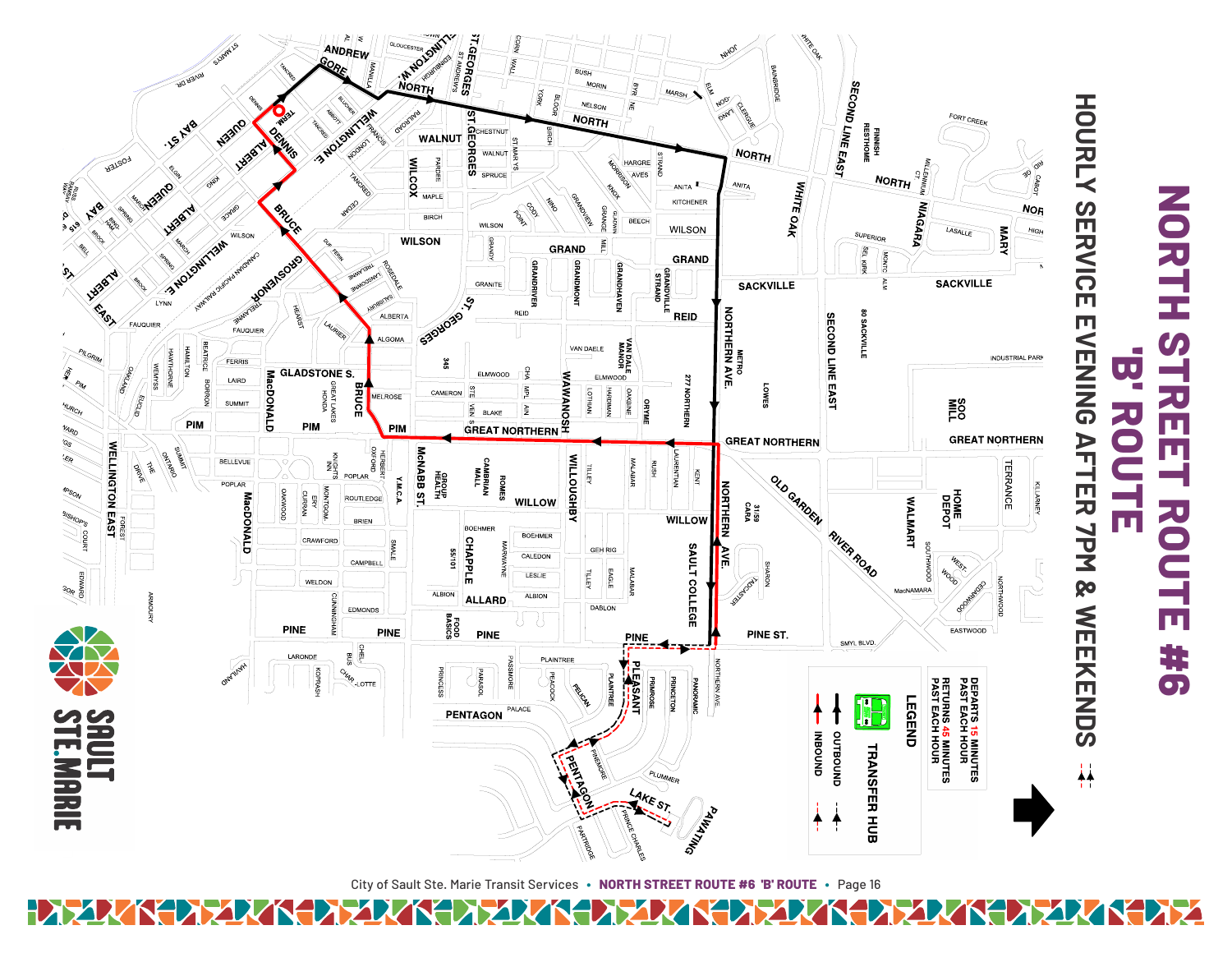# NORTH STREET ROUTE #6 'B' ROUTE

## HOURLY SERVICE EVENING AFTER 7PM & WEEKENDS

DEPARTS 15 MINUTES PAST EACH HOUR

RETURNS 45 MINUTES PAST EACH HOUR

**LEGEND**

TRANSFER HUB

OUTBOUND

INBOUND

City of Sault Ste. Marie Transit Services • **NORTH STREET ROUTE #6 'B' ROUTE**